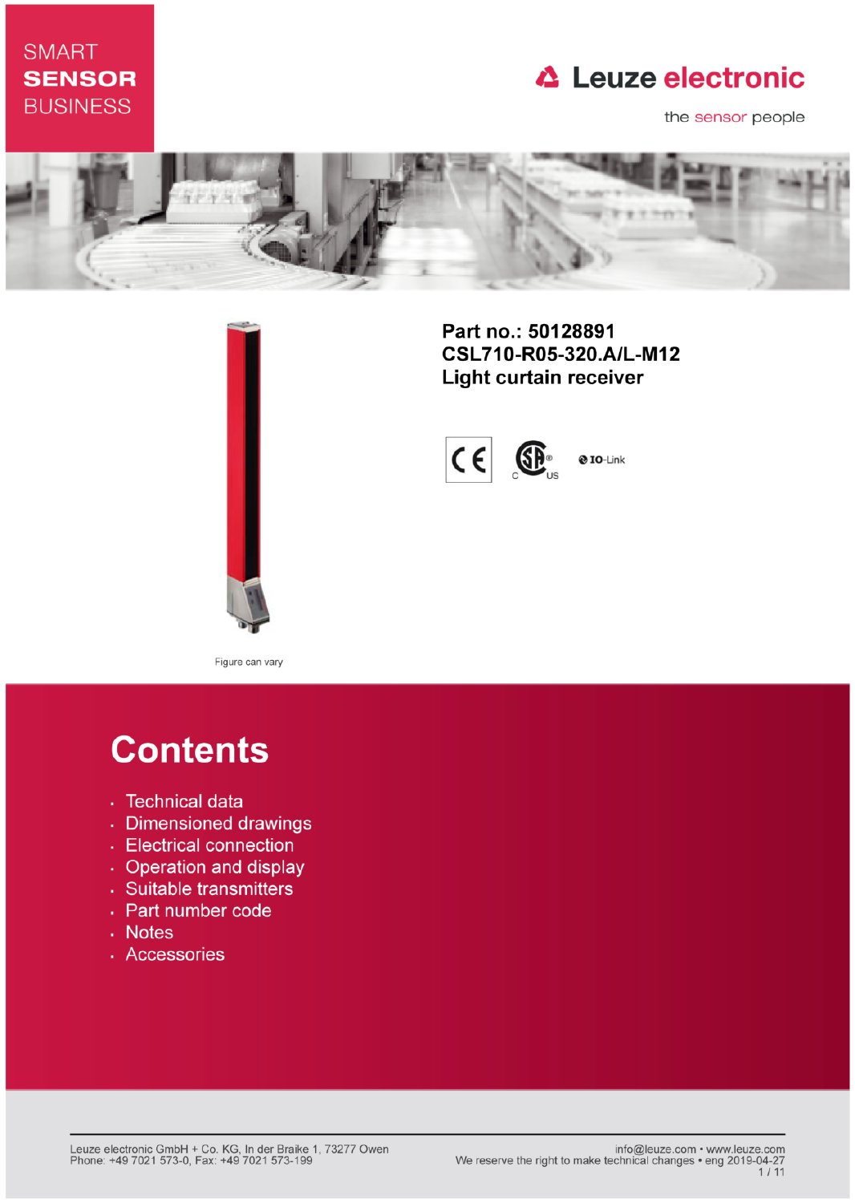SMART
**SENSOR**
BUSINESS

Leuze electronic

the sensor people

**Part no.: 50128891**
**CSL710-R05-320.A/L-M12**
**Light curtain receiver**

Figure can vary

# Contents

- Technical data
- Dimensioned drawings
- Electrical connection
- Operation and display
- Suitable transmitters
- Part number code
- Notes
- Accessories

Leuze electronic GmbH + Co. KG, In der Braike 1, 73277 Owen
Phone: +49 7021 573-0, Fax: +49 7021 573-199

info@leuze.com • www.leuze.com
We reserve the right to make technical changes • eng 2019-04-27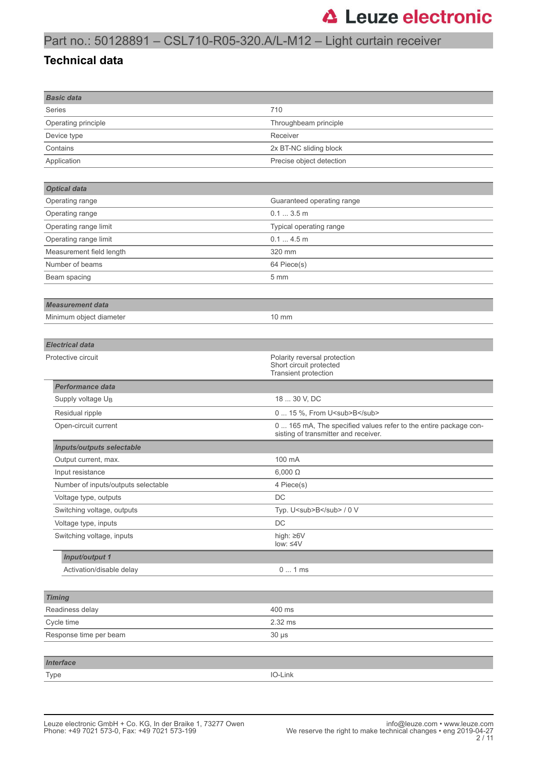# Part no.: 50128891 – CSL710-R05-320.A/L-M12 – Light curtain receiver

## Technical data

| **Basic data** | |
|---|---|
| Series | 710 |
| Operating principle | Throughbeam principle |
| Device type | Receiver |
| Contains | 2x BT-NC sliding block |
| Application | Precise object detection |

| **Optical data** | |
|---|---|
| Operating range | Guaranteed operating range |
| Operating range | 0.1 ... 3.5 m |
| Operating range limit | Typical operating range |
| Operating range limit | 0.1 ... 4.5 m |
| Measurement field length | 320 mm |
| Number of beams | 64 Piece(s) |
| Beam spacing | 5 mm |

| **Measurement data** | |
|---|---|
| Minimum object diameter | 10 mm |

| **Electrical data** | |
|---|---|
| Protective circuit | Polarity reversal protection<br>Short circuit protected<br>Transient protection |
| ***Performance data*** | |
| Supply voltage $U_B$ | 18 ... 30 V, DC |
| Residual ripple | 0 ... 15 %, From U<sub>B</sub> |
| Open-circuit current | 0 ... 165 mA, The specified values refer to the entire package consisting of transmitter and receiver. |
| ***Inputs/outputs selectable*** | |
| Output current, max. | 100 mA |
| Input resistance | 6,000 Ω |
| Number of inputs/outputs selectable | 4 Piece(s) |
| Voltage type, outputs | DC |
| Switching voltage, outputs | Typ. U<sub>B</sub> / 0 V |
| Voltage type, inputs | DC |
| Switching voltage, inputs | high: ≥6V<br>low: ≤4V |
| ***Input/output 1*** | |
| Activation/disable delay | 0 ... 1 ms |

| **Timing** | |
|---|---|
| Readiness delay | 400 ms |
| Cycle time | 2.32 ms |
| Response time per beam | 30 µs |

| **Interface** | |
|---|---|
| Type | IO-Link |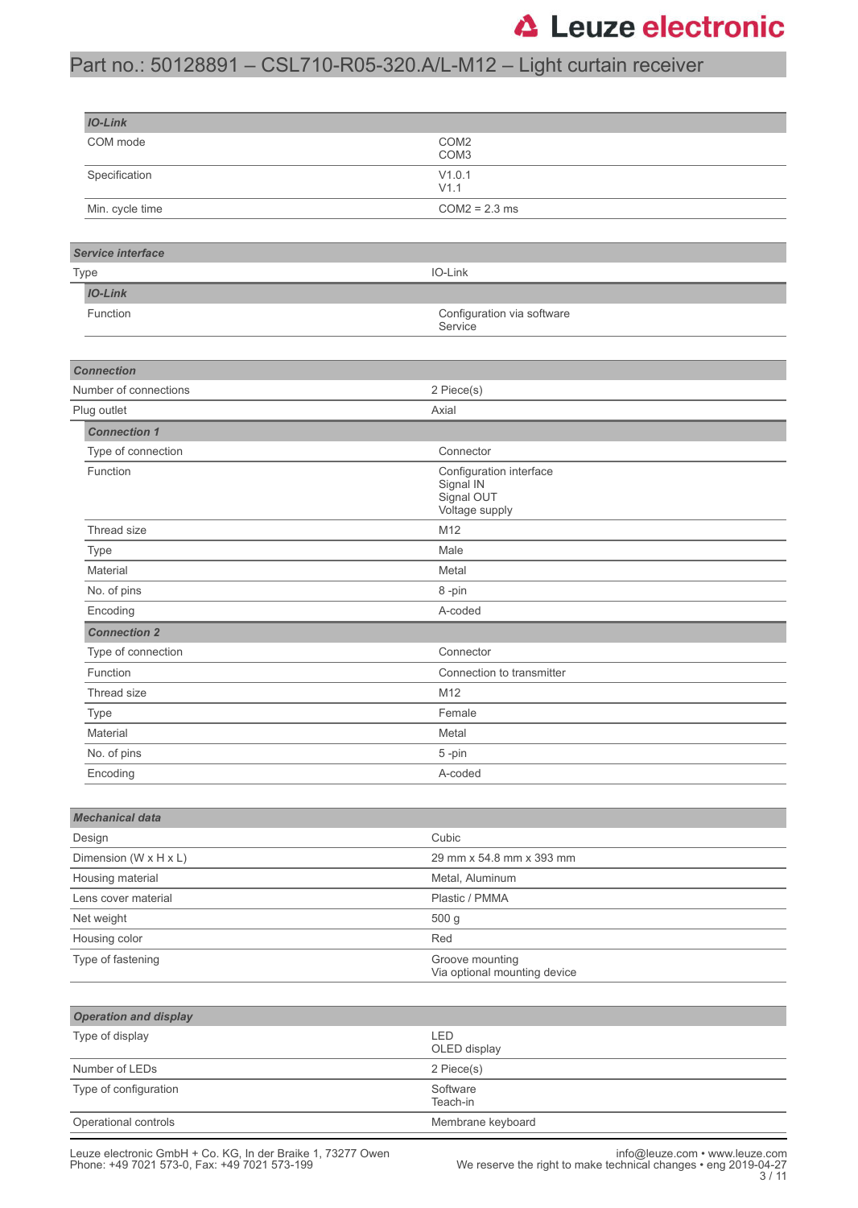## IO-Link

| IO-Link | |
|---|---|
| COM mode | COM2<br>COM3 |
| Specification | V1.0.1<br>V1.1 |
| Min. cycle time | COM2 = 2.3 ms |

## Service interface

| Service interface | |
|---|---|
| Type | IO-Link |
| ***IO-Link*** | |
| Function | Configuration via software<br>Service |

## Connection

| Connection | |
|---|---|
| Number of connections | 2 Piece(s) |
| Plug outlet | Axial |
| ***Connection 1*** | |
| Type of connection | Connector |
| Function | Configuration interface<br>Signal IN<br>Signal OUT<br>Voltage supply |
| Thread size | M12 |
| Type | Male |
| Material | Metal |
| No. of pins | 8 -pin |
| Encoding | A-coded |
| ***Connection 2*** | |
| Type of connection | Connector |
| Function | Connection to transmitter |
| Thread size | M12 |
| Type | Female |
| Material | Metal |
| No. of pins | 5 -pin |
| Encoding | A-coded |

## Mechanical data

| Mechanical data | |
|---|---|
| Design | Cubic |
| Dimension (W x H x L) | 29 mm x 54.8 mm x 393 mm |
| Housing material | Metal, Aluminum |
| Lens cover material | Plastic / PMMA |
| Net weight | 500 g |
| Housing color | Red |
| Type of fastening | Groove mounting<br>Via optional mounting device |

## Operation and display

| Operation and display | |
|---|---|
| Type of display | LED<br>OLED display |
| Number of LEDs | 2 Piece(s) |
| Type of configuration | Software<br>Teach-in |
| Operational controls | Membrane keyboard |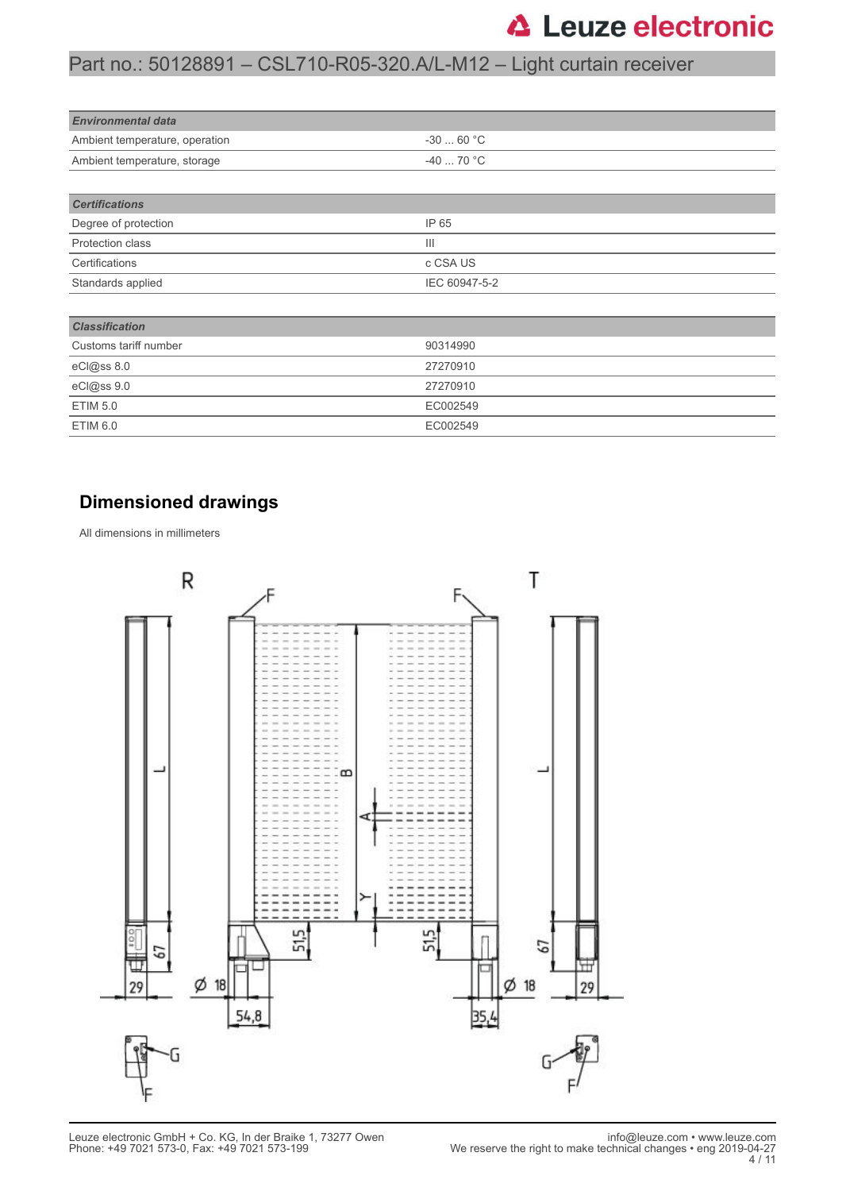Part no.: 50128891 – CSL710-R05-320.A/L-M12 – Light curtain receiver

| Environmental data | |
|---|---|
| Ambient temperature, operation | -30 ... 60 °C |
| Ambient temperature, storage | -40 ... 70 °C |

| Certifications | |
|---|---|
| Degree of protection | IP 65 |
| Protection class | III |
| Certifications | c CSA US |
| Standards applied | IEC 60947-5-2 |

| Classification | |
|---|---|
| Customs tariff number | 90314990 |
| eCl@ss 8.0 | 27270910 |
| eCl@ss 9.0 | 27270910 |
| ETIM 5.0 | EC002549 |
| ETIM 6.0 | EC002549 |

## Dimensioned drawings

All dimensions in millimeters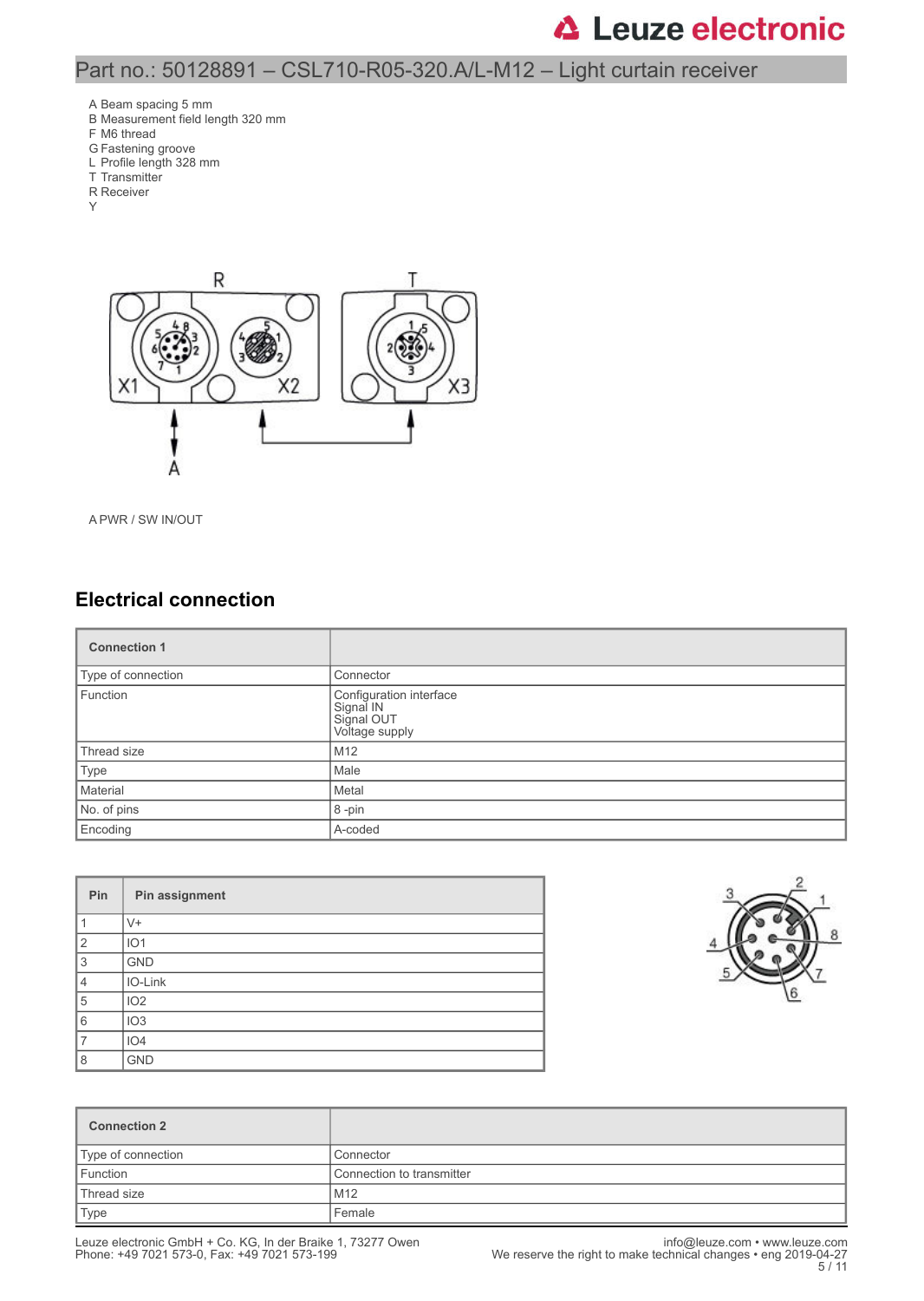A Beam spacing 5 mm
B Measurement field length 320 mm
F M6 thread
G Fastening groove
L Profile length 328 mm
T Transmitter
R Receiver
Y

A PWR / SW IN/OUT

## Electrical connection

| **Connection 1** | |
|---|---|
| Type of connection | Connector |
| Function | Configuration interface<br>Signal IN<br>Signal OUT<br>Voltage supply |
| Thread size | M12 |
| Type | Male |
| Material | Metal |
| No. of pins | 8 -pin |
| Encoding | A-coded |

| Pin | Pin assignment |
|---|---|
| 1 | V+ |
| 2 | IO1 |
| 3 | GND |
| 4 | IO-Link |
| 5 | IO2 |
| 6 | IO3 |
| 7 | IO4 |
| 8 | GND |

| **Connection 2** | |
|---|---|
| Type of connection | Connector |
| Function | Connection to transmitter |
| Thread size | M12 |
| Type | Female |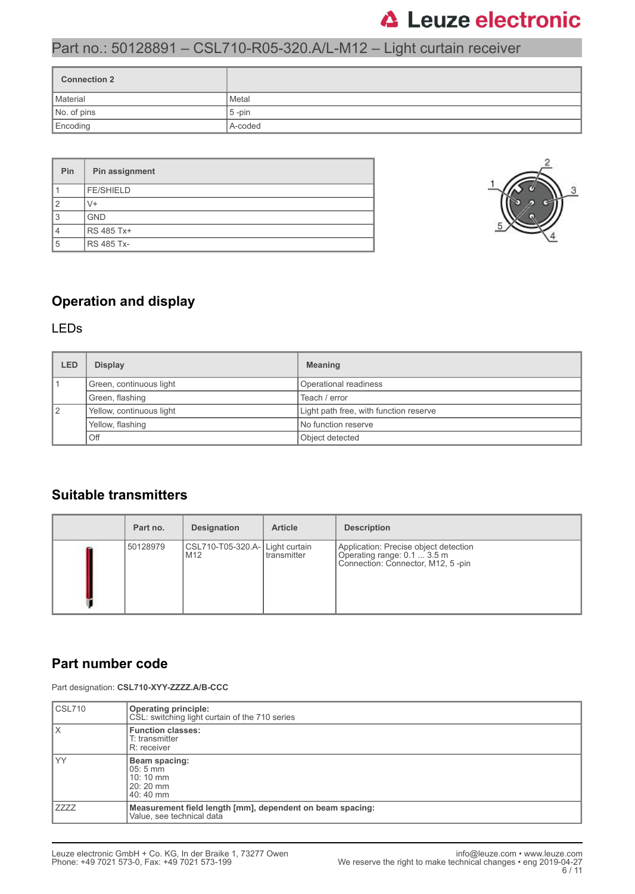| Connection 2 | |
|---|---|
| Material | Metal |
| No. of pins | 5 -pin |
| Encoding | A-coded |

| Pin | Pin assignment |
|---|---|
| 1 | FE/SHIELD |
| 2 | V+ |
| 3 | GND |
| 4 | RS 485 Tx+ |
| 5 | RS 485 Tx- |

## Operation and display

### LEDs

| LED | Display | Meaning |
|---|---|---|
| 1 | Green, continuous light | Operational readiness |
| | Green, flashing | Teach / error |
| 2 | Yellow, continuous light | Light path free, with function reserve |
| | Yellow, flashing | No function reserve |
| | Off | Object detected |

## Suitable transmitters

| | Part no. | Designation | Article | Description |
|---|---|---|---|---|
| | 50128979 | CSL710-T05-320.A-M12 | Light curtain transmitter | Application: Precise object detection<br>Operating range: 0.1 ... 3.5 m<br>Connection: Connector, M12, 5 -pin |

## Part number code

Part designation: **CSL710-XYY-ZZZZ.A/B-CCC**

| CSL710 | **Operating principle:**<br>CSL: switching light curtain of the 710 series |
|---|---|
| X | **Function classes:**<br>T: transmitter<br>R: receiver |
| YY | **Beam spacing:**<br>05: 5 mm<br>10: 10 mm<br>20: 20 mm<br>40: 40 mm |
| ZZZZ | **Measurement field length [mm], dependent on beam spacing:**<br>Value, see technical data |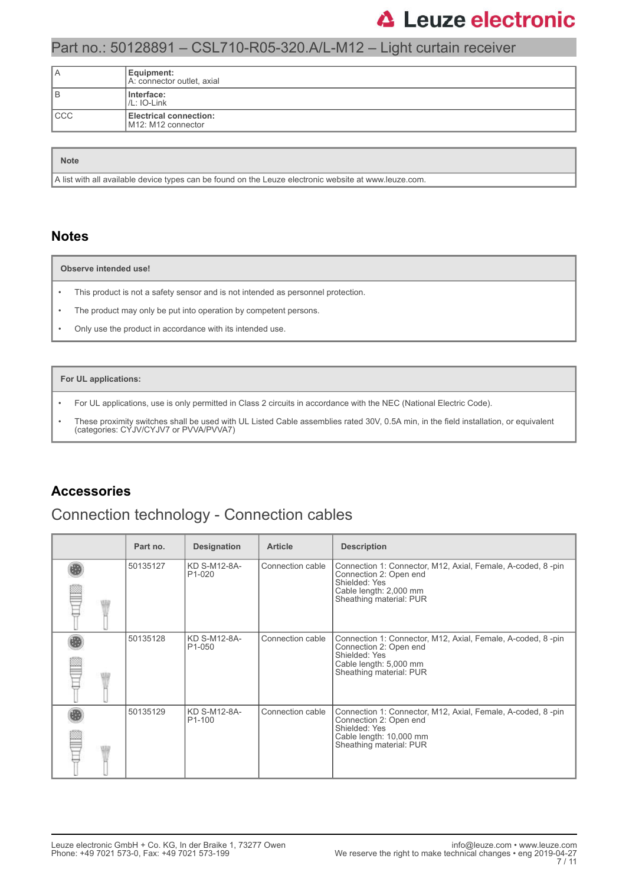| A | **Equipment:**<br>A: connector outlet, axial |
|---|---|
| B | **Interface:**<br>/L: IO-Link |
| CCC | **Electrical connection:**<br>M12: M12 connector |

| **Note** |
|---|
| A list with all available device types can be found on the Leuze electronic website at www.leuze.com. |

## Notes

| **Observe intended use!** |
|---|
| • This product is not a safety sensor and is not intended as personnel protection.<br>• The product may only be put into operation by competent persons.<br>• Only use the product in accordance with its intended use. |

| **For UL applications:** |
|---|
| • For UL applications, use is only permitted in Class 2 circuits in accordance with the NEC (National Electric Code).<br>• These proximity switches shall be used with UL Listed Cable assemblies rated 30V, 0.5A min, in the field installation, or equivalent (categories: CYJV/CYJV7 or PVVA/PVVA7) |

## Accessories

### Connection technology - Connection cables

| | Part no. | Designation | Article | Description |
|---|---|---|---|---|
| | 50135127 | KD S-M12-8A-P1-020 | Connection cable | Connection 1: Connector, M12, Axial, Female, A-coded, 8 -pin<br>Connection 2: Open end<br>Shielded: Yes<br>Cable length: 2,000 mm<br>Sheathing material: PUR |
| | 50135128 | KD S-M12-8A-P1-050 | Connection cable | Connection 1: Connector, M12, Axial, Female, A-coded, 8 -pin<br>Connection 2: Open end<br>Shielded: Yes<br>Cable length: 5,000 mm<br>Sheathing material: PUR |
| | 50135129 | KD S-M12-8A-P1-100 | Connection cable | Connection 1: Connector, M12, Axial, Female, A-coded, 8 -pin<br>Connection 2: Open end<br>Shielded: Yes<br>Cable length: 10,000 mm<br>Sheathing material: PUR |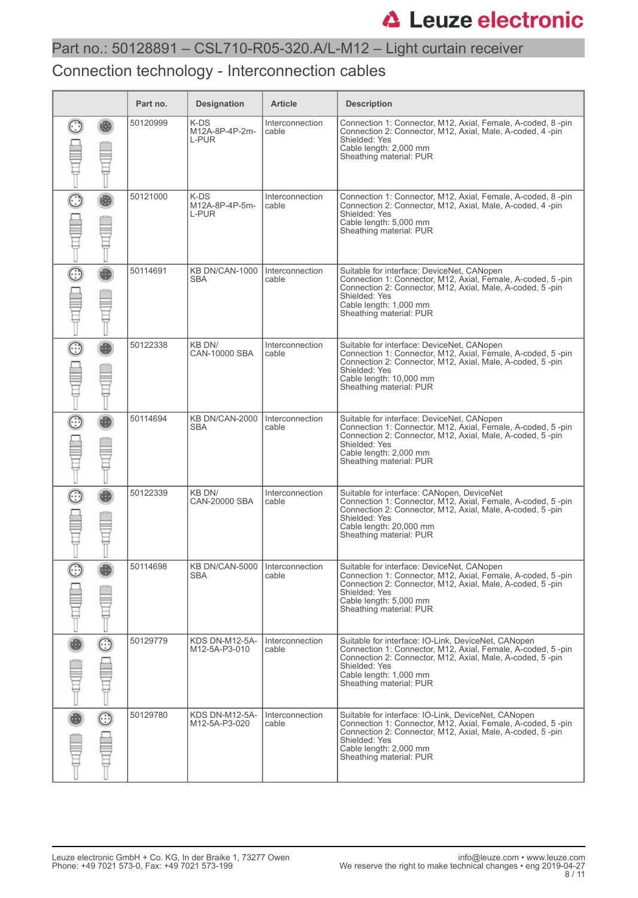## Part no.: 50128891 – CSL710-R05-320.A/L-M12 – Light curtain receiver

## Connection technology - Interconnection cables

| | Part no. | Designation | Article | Description |
|---|---|---|---|---|
| | 50120999 | K-DS M12A-8P-4P-2m-L-PUR | Interconnection cable | Connection 1: Connector, M12, Axial, Female, A-coded, 8 -pin<br>Connection 2: Connector, M12, Axial, Male, A-coded, 4 -pin<br>Shielded: Yes<br>Cable length: 2,000 mm<br>Sheathing material: PUR |
| | 50121000 | K-DS M12A-8P-4P-5m-L-PUR | Interconnection cable | Connection 1: Connector, M12, Axial, Female, A-coded, 8 -pin<br>Connection 2: Connector, M12, Axial, Male, A-coded, 4 -pin<br>Shielded: Yes<br>Cable length: 5,000 mm<br>Sheathing material: PUR |
| | 50114691 | KB DN/CAN-1000 SBA | Interconnection cable | Suitable for interface: DeviceNet, CANopen<br>Connection 1: Connector, M12, Axial, Female, A-coded, 5 -pin<br>Connection 2: Connector, M12, Axial, Male, A-coded, 5 -pin<br>Shielded: Yes<br>Cable length: 1,000 mm<br>Sheathing material: PUR |
| | 50122338 | KB DN/ CAN-10000 SBA | Interconnection cable | Suitable for interface: DeviceNet, CANopen<br>Connection 1: Connector, M12, Axial, Female, A-coded, 5 -pin<br>Connection 2: Connector, M12, Axial, Male, A-coded, 5 -pin<br>Shielded: Yes<br>Cable length: 10,000 mm<br>Sheathing material: PUR |
| | 50114694 | KB DN/CAN-2000 SBA | Interconnection cable | Suitable for interface: DeviceNet, CANopen<br>Connection 1: Connector, M12, Axial, Female, A-coded, 5 -pin<br>Connection 2: Connector, M12, Axial, Male, A-coded, 5 -pin<br>Shielded: Yes<br>Cable length: 2,000 mm<br>Sheathing material: PUR |
| | 50122339 | KB DN/ CAN-20000 SBA | Interconnection cable | Suitable for interface: CANopen, DeviceNet<br>Connection 1: Connector, M12, Axial, Female, A-coded, 5 -pin<br>Connection 2: Connector, M12, Axial, Male, A-coded, 5 -pin<br>Shielded: Yes<br>Cable length: 20,000 mm<br>Sheathing material: PUR |
| | 50114698 | KB DN/CAN-5000 SBA | Interconnection cable | Suitable for interface: DeviceNet, CANopen<br>Connection 1: Connector, M12, Axial, Female, A-coded, 5 -pin<br>Connection 2: Connector, M12, Axial, Male, A-coded, 5 -pin<br>Shielded: Yes<br>Cable length: 5,000 mm<br>Sheathing material: PUR |
| | 50129779 | KDS DN-M12-5A-M12-5A-P3-010 | Interconnection cable | Suitable for interface: IO-Link, DeviceNet, CANopen<br>Connection 1: Connector, M12, Axial, Female, A-coded, 5 -pin<br>Connection 2: Connector, M12, Axial, Male, A-coded, 5 -pin<br>Shielded: Yes<br>Cable length: 1,000 mm<br>Sheathing material: PUR |
| | 50129780 | KDS DN-M12-5A-M12-5A-P3-020 | Interconnection cable | Suitable for interface: IO-Link, DeviceNet, CANopen<br>Connection 1: Connector, M12, Axial, Female, A-coded, 5 -pin<br>Connection 2: Connector, M12, Axial, Male, A-coded, 5 -pin<br>Shielded: Yes<br>Cable length: 2,000 mm<br>Sheathing material: PUR |

Leuze electronic GmbH + Co. KG, In der Braike 1, 73277 Owen
Phone: +49 7021 573-0, Fax: +49 7021 573-199

info@leuze.com • www.leuze.com
We reserve the right to make technical changes • eng 2019-04-27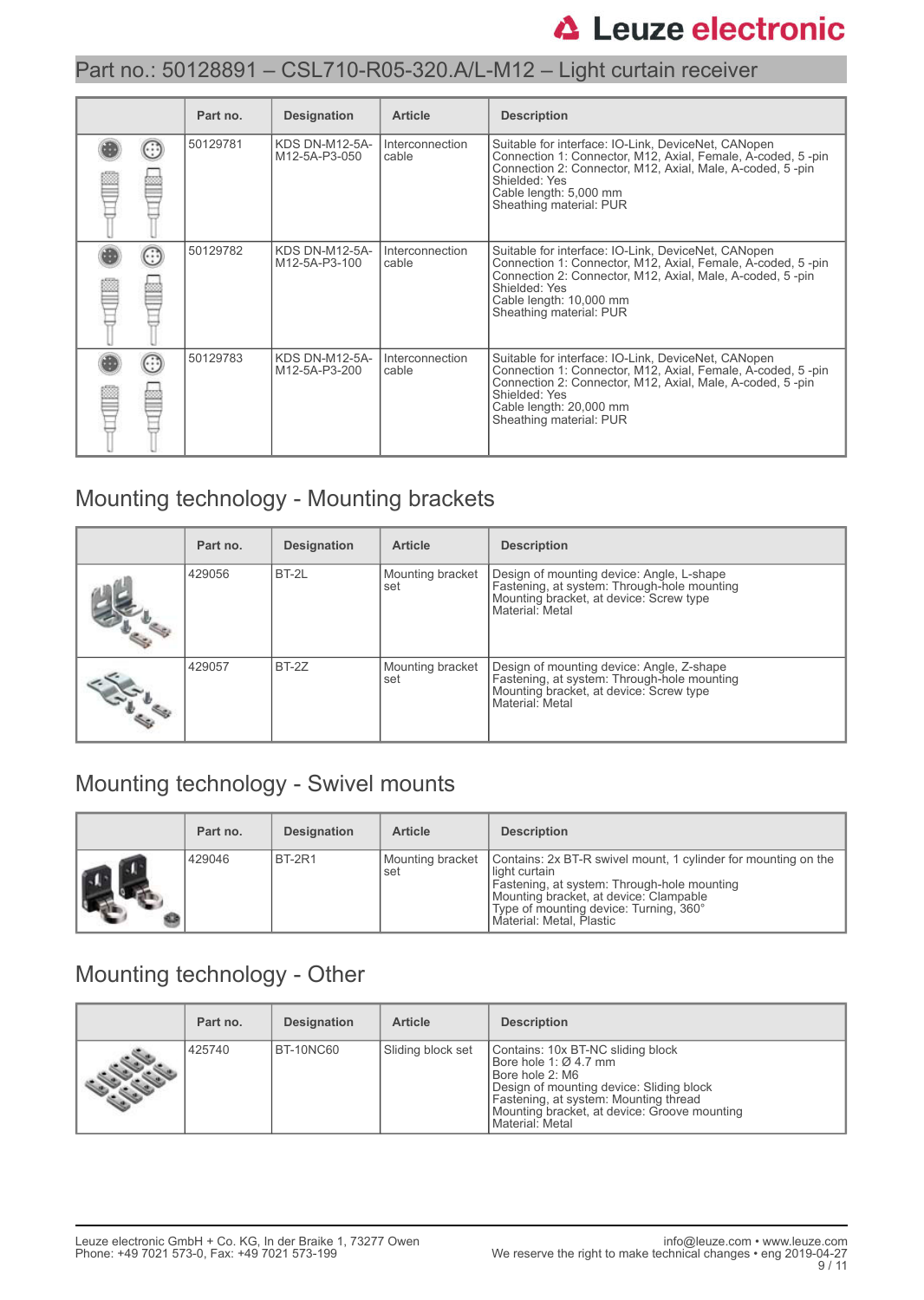# Part no.: 50128891 – CSL710-R05-320.A/L-M12 – Light curtain receiver

| | Part no. | Designation | Article | Description |
|---|---|---|---|---|
| | 50129781 | KDS DN-M12-5A-M12-5A-P3-050 | Interconnection cable | Suitable for interface: IO-Link, DeviceNet, CANopen<br>Connection 1: Connector, M12, Axial, Female, A-coded, 5 -pin<br>Connection 2: Connector, M12, Axial, Male, A-coded, 5 -pin<br>Shielded: Yes<br>Cable length: 5,000 mm<br>Sheathing material: PUR |
| | 50129782 | KDS DN-M12-5A-M12-5A-P3-100 | Interconnection cable | Suitable for interface: IO-Link, DeviceNet, CANopen<br>Connection 1: Connector, M12, Axial, Female, A-coded, 5 -pin<br>Connection 2: Connector, M12, Axial, Male, A-coded, 5 -pin<br>Shielded: Yes<br>Cable length: 10,000 mm<br>Sheathing material: PUR |
| | 50129783 | KDS DN-M12-5A-M12-5A-P3-200 | Interconnection cable | Suitable for interface: IO-Link, DeviceNet, CANopen<br>Connection 1: Connector, M12, Axial, Female, A-coded, 5 -pin<br>Connection 2: Connector, M12, Axial, Male, A-coded, 5 -pin<br>Shielded: Yes<br>Cable length: 20,000 mm<br>Sheathing material: PUR |

## Mounting technology - Mounting brackets

| | Part no. | Designation | Article | Description |
|---|---|---|---|---|
| | 429056 | BT-2L | Mounting bracket set | Design of mounting device: Angle, L-shape<br>Fastening, at system: Through-hole mounting<br>Mounting bracket, at device: Screw type<br>Material: Metal |
| | 429057 | BT-2Z | Mounting bracket set | Design of mounting device: Angle, Z-shape<br>Fastening, at system: Through-hole mounting<br>Mounting bracket, at device: Screw type<br>Material: Metal |

## Mounting technology - Swivel mounts

| | Part no. | Designation | Article | Description |
|---|---|---|---|---|
| | 429046 | BT-2R1 | Mounting bracket set | Contains: 2x BT-R swivel mount, 1 cylinder for mounting on the light curtain<br>Fastening, at system: Through-hole mounting<br>Mounting bracket, at device: Clampable<br>Type of mounting device: Turning, 360°<br>Material: Metal, Plastic |

## Mounting technology - Other

| | Part no. | Designation | Article | Description |
|---|---|---|---|---|
| | 425740 | BT-10NC60 | Sliding block set | Contains: 10x BT-NC sliding block<br>Bore hole 1: Ø 4.7 mm<br>Bore hole 2: M6<br>Design of mounting device: Sliding block<br>Fastening, at system: Mounting thread<br>Mounting bracket, at device: Groove mounting<br>Material: Metal |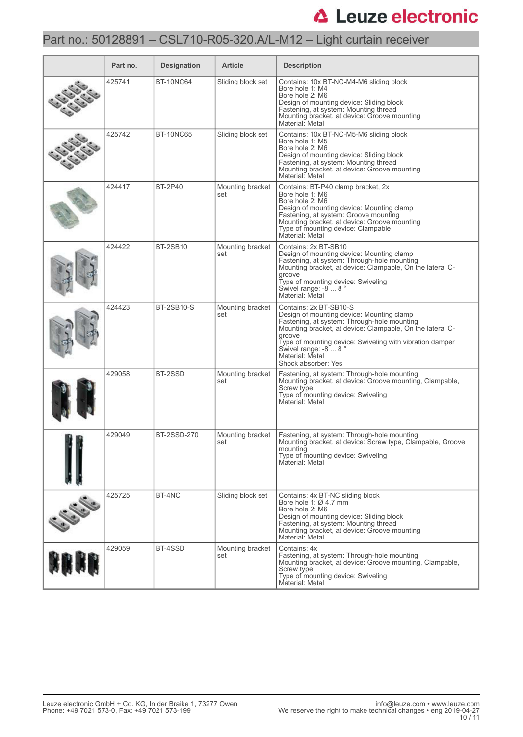## Part no.: 50128891 – CSL710-R05-320.A/L-M12 – Light curtain receiver

| | Part no. | Designation | Article | Description |
|---|---|---|---|---|
| | 425741 | BT-10NC64 | Sliding block set | Contains: 10x BT-NC-M4-M6 sliding block<br>Bore hole 1: M4<br>Bore hole 2: M6<br>Design of mounting device: Sliding block<br>Fastening, at system: Mounting thread<br>Mounting bracket, at device: Groove mounting<br>Material: Metal |
| | 425742 | BT-10NC65 | Sliding block set | Contains: 10x BT-NC-M5-M6 sliding block<br>Bore hole 1: M5<br>Bore hole 2: M6<br>Design of mounting device: Sliding block<br>Fastening, at system: Mounting thread<br>Mounting bracket, at device: Groove mounting<br>Material: Metal |
| | 424417 | BT-2P40 | Mounting bracket set | Contains: BT-P40 clamp bracket, 2x<br>Bore hole 1: M6<br>Bore hole 2: M6<br>Design of mounting device: Mounting clamp<br>Fastening, at system: Groove mounting<br>Mounting bracket, at device: Groove mounting<br>Type of mounting device: Clampable<br>Material: Metal |
| | 424422 | BT-2SB10 | Mounting bracket set | Contains: 2x BT-SB10<br>Design of mounting device: Mounting clamp<br>Fastening, at system: Through-hole mounting<br>Mounting bracket, at device: Clampable, On the lateral C-groove<br>Type of mounting device: Swiveling<br>Swivel range: -8 ... 8 °<br>Material: Metal |
| | 424423 | BT-2SB10-S | Mounting bracket set | Contains: 2x BT-SB10-S<br>Design of mounting device: Mounting clamp<br>Fastening, at system: Through-hole mounting<br>Mounting bracket, at device: Clampable, On the lateral C-groove<br>Type of mounting device: Swiveling with vibration damper<br>Swivel range: -8 ... 8 °<br>Material: Metal<br>Shock absorber: Yes |
| | 429058 | BT-2SSD | Mounting bracket set | Fastening, at system: Through-hole mounting<br>Mounting bracket, at device: Groove mounting, Clampable, Screw type<br>Type of mounting device: Swiveling<br>Material: Metal |
| | 429049 | BT-2SSD-270 | Mounting bracket set | Fastening, at system: Through-hole mounting<br>Mounting bracket, at device: Screw type, Clampable, Groove mounting<br>Type of mounting device: Swiveling<br>Material: Metal |
| | 425725 | BT-4NC | Sliding block set | Contains: 4x BT-NC sliding block<br>Bore hole 1: Ø 4.7 mm<br>Bore hole 2: M6<br>Design of mounting device: Sliding block<br>Fastening, at system: Mounting thread<br>Mounting bracket, at device: Groove mounting<br>Material: Metal |
| | 429059 | BT-4SSD | Mounting bracket set | Contains: 4x<br>Fastening, at system: Through-hole mounting<br>Mounting bracket, at device: Groove mounting, Clampable, Screw type<br>Type of mounting device: Swiveling<br>Material: Metal |

Leuze electronic GmbH + Co. KG, In der Braike 1, 73277 Owen
Phone: +49 7021 573-0, Fax: +49 7021 573-199

info@leuze.com • www.leuze.com
We reserve the right to make technical changes • eng 2019-04-27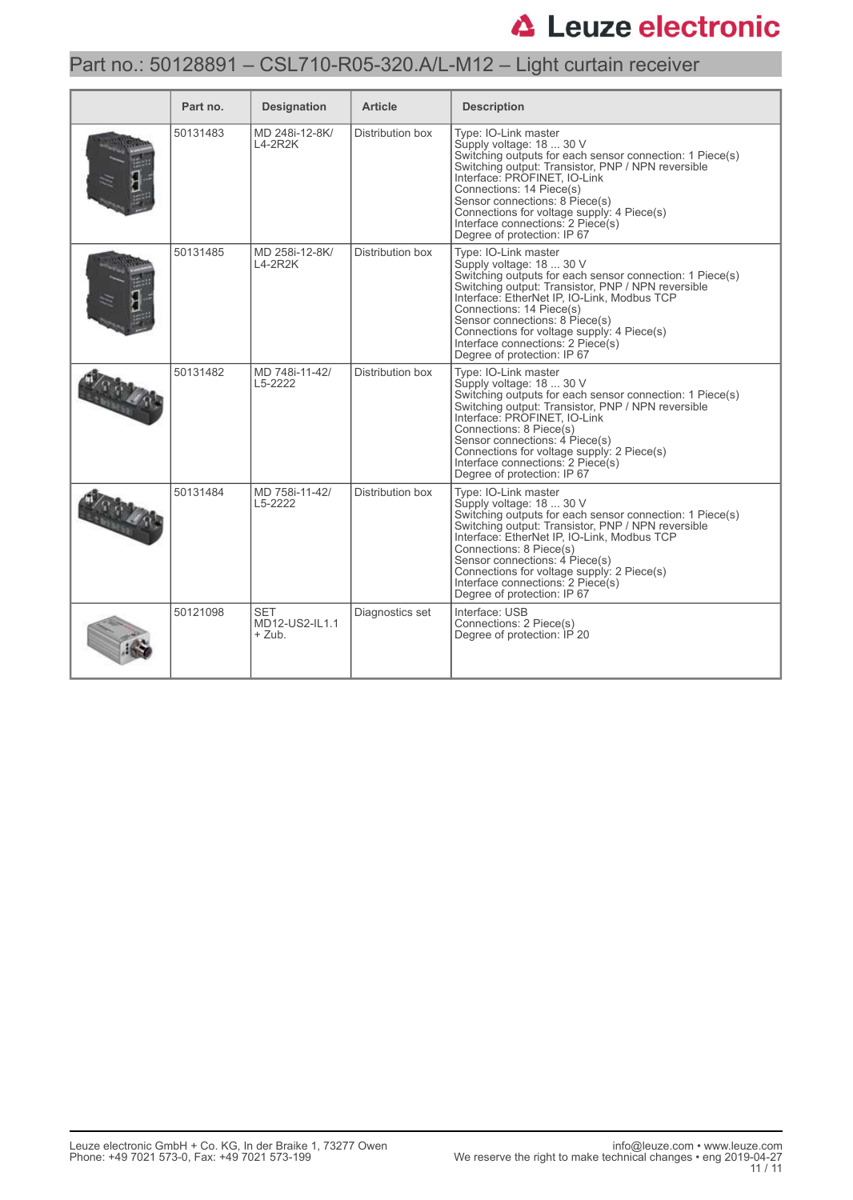# Part no.: 50128891 – CSL710-R05-320.A/L-M12 – Light curtain receiver

| | Part no. | Designation | Article | Description |
|---|---|---|---|---|
| | 50131483 | MD 248i-12-8K/ L4-2R2K | Distribution box | Type: IO-Link master<br>Supply voltage: 18 ... 30 V<br>Switching outputs for each sensor connection: 1 Piece(s)<br>Switching output: Transistor, PNP / NPN reversible<br>Interface: PROFINET, IO-Link<br>Connections: 14 Piece(s)<br>Sensor connections: 8 Piece(s)<br>Connections for voltage supply: 4 Piece(s)<br>Interface connections: 2 Piece(s)<br>Degree of protection: IP 67 |
| | 50131485 | MD 258i-12-8K/ L4-2R2K | Distribution box | Type: IO-Link master<br>Supply voltage: 18 ... 30 V<br>Switching outputs for each sensor connection: 1 Piece(s)<br>Switching output: Transistor, PNP / NPN reversible<br>Interface: EtherNet IP, IO-Link, Modbus TCP<br>Connections: 14 Piece(s)<br>Sensor connections: 8 Piece(s)<br>Connections for voltage supply: 4 Piece(s)<br>Interface connections: 2 Piece(s)<br>Degree of protection: IP 67 |
| | 50131482 | MD 748i-11-42/ L5-2222 | Distribution box | Type: IO-Link master<br>Supply voltage: 18 ... 30 V<br>Switching outputs for each sensor connection: 1 Piece(s)<br>Switching output: Transistor, PNP / NPN reversible<br>Interface: PROFINET, IO-Link<br>Connections: 8 Piece(s)<br>Sensor connections: 4 Piece(s)<br>Connections for voltage supply: 2 Piece(s)<br>Interface connections: 2 Piece(s)<br>Degree of protection: IP 67 |
| | 50131484 | MD 758i-11-42/ L5-2222 | Distribution box | Type: IO-Link master<br>Supply voltage: 18 ... 30 V<br>Switching outputs for each sensor connection: 1 Piece(s)<br>Switching output: Transistor, PNP / NPN reversible<br>Interface: EtherNet IP, IO-Link, Modbus TCP<br>Connections: 8 Piece(s)<br>Sensor connections: 4 Piece(s)<br>Connections for voltage supply: 2 Piece(s)<br>Interface connections: 2 Piece(s)<br>Degree of protection: IP 67 |
| | 50121098 | SET MD12-US2-IL1.1 + Zub. | Diagnostics set | Interface: USB<br>Connections: 2 Piece(s)<br>Degree of protection: IP 20 |

Leuze electronic GmbH + Co. KG, In der Braike 1, 73277 Owen
Phone: +49 7021 573-0, Fax: +49 7021 573-199

info@leuze.com • www.leuze.com
We reserve the right to make technical changes • eng 2019-04-27